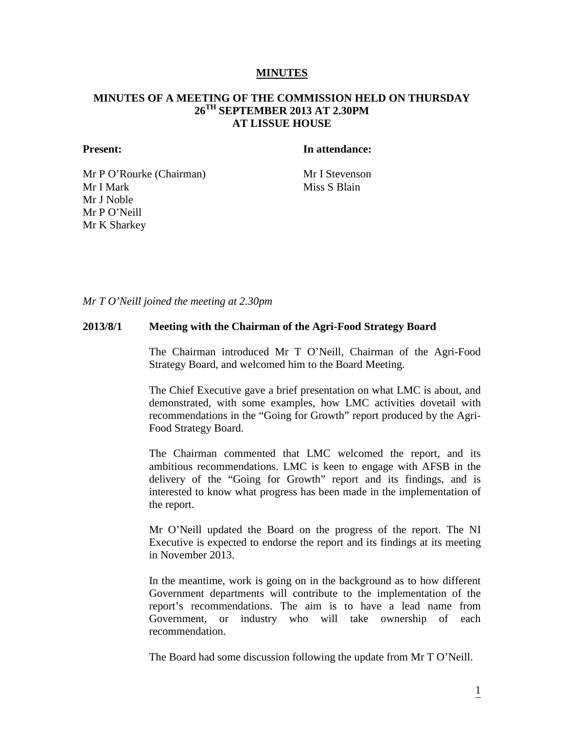# MINUTES

## MINUTES OF A MEETING OF THE COMMISSION HELD ON THURSDAY 26TH SEPTEMBER 2013 AT 2.30PM AT LISSUE HOUSE

| **Present:** | **In attendance:** |
|---|---|
| Mr P O'Rourke (Chairman) | Mr I Stevenson |
| Mr I Mark | Miss S Blain |
| Mr J Noble | |
| Mr P O'Neill | |
| Mr K Sharkey | |

*Mr T O'Neill joined the meeting at 2.30pm*

**2013/8/1 Meeting with the Chairman of the Agri-Food Strategy Board**

The Chairman introduced Mr T O'Neill, Chairman of the Agri-Food Strategy Board, and welcomed him to the Board Meeting.

The Chief Executive gave a brief presentation on what LMC is about, and demonstrated, with some examples, how LMC activities dovetail with recommendations in the "Going for Growth" report produced by the Agri-Food Strategy Board.

The Chairman commented that LMC welcomed the report, and its ambitious recommendations. LMC is keen to engage with AFSB in the delivery of the "Going for Growth" report and its findings, and is interested to know what progress has been made in the implementation of the report.

Mr O'Neill updated the Board on the progress of the report. The NI Executive is expected to endorse the report and its findings at its meeting in November 2013.

In the meantime, work is going on in the background as to how different Government departments will contribute to the implementation of the report's recommendations. The aim is to have a lead name from Government, or industry who will take ownership of each recommendation.

The Board had some discussion following the update from Mr T O'Neill.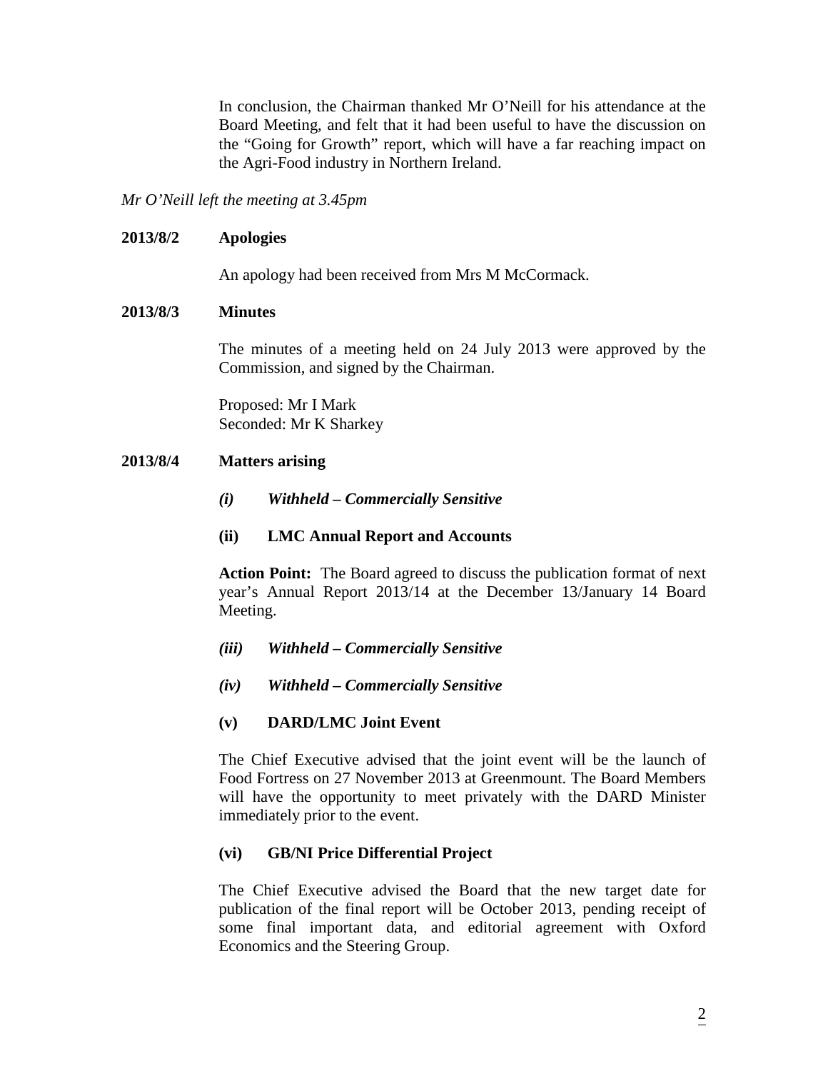In conclusion, the Chairman thanked Mr O'Neill for his attendance at the Board Meeting, and felt that it had been useful to have the discussion on the "Going for Growth" report, which will have a far reaching impact on the Agri-Food industry in Northern Ireland.

*Mr O'Neill left the meeting at 3.45pm*

**2013/8/2 Apologies**

An apology had been received from Mrs M McCormack.

**2013/8/3 Minutes**

The minutes of a meeting held on 24 July 2013 were approved by the Commission, and signed by the Chairman.

Proposed: Mr I Mark
Seconded: Mr K Sharkey

**2013/8/4 Matters arising**

***(i) Withheld – Commercially Sensitive***

**(ii) LMC Annual Report and Accounts**

**Action Point:** The Board agreed to discuss the publication format of next year's Annual Report 2013/14 at the December 13/January 14 Board Meeting.

***(iii) Withheld – Commercially Sensitive***

***(iv) Withheld – Commercially Sensitive***

**(v) DARD/LMC Joint Event**

The Chief Executive advised that the joint event will be the launch of Food Fortress on 27 November 2013 at Greenmount. The Board Members will have the opportunity to meet privately with the DARD Minister immediately prior to the event.

**(vi) GB/NI Price Differential Project**

The Chief Executive advised the Board that the new target date for publication of the final report will be October 2013, pending receipt of some final important data, and editorial agreement with Oxford Economics and the Steering Group.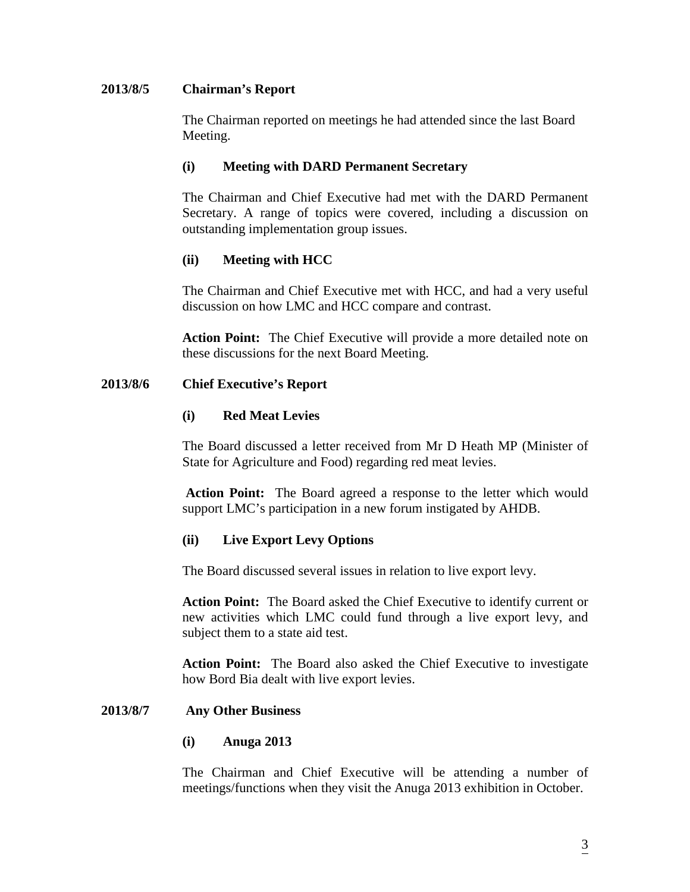**2013/8/5 Chairman's Report**

The Chairman reported on meetings he had attended since the last Board Meeting.

**(i) Meeting with DARD Permanent Secretary**

The Chairman and Chief Executive had met with the DARD Permanent Secretary. A range of topics were covered, including a discussion on outstanding implementation group issues.

**(ii) Meeting with HCC**

The Chairman and Chief Executive met with HCC, and had a very useful discussion on how LMC and HCC compare and contrast.

**Action Point:** The Chief Executive will provide a more detailed note on these discussions for the next Board Meeting.

**2013/8/6 Chief Executive's Report**

**(i) Red Meat Levies**

The Board discussed a letter received from Mr D Heath MP (Minister of State for Agriculture and Food) regarding red meat levies.

**Action Point:** The Board agreed a response to the letter which would support LMC's participation in a new forum instigated by AHDB.

**(ii) Live Export Levy Options**

The Board discussed several issues in relation to live export levy.

**Action Point:** The Board asked the Chief Executive to identify current or new activities which LMC could fund through a live export levy, and subject them to a state aid test.

**Action Point:** The Board also asked the Chief Executive to investigate how Bord Bia dealt with live export levies.

**2013/8/7 Any Other Business**

**(i) Anuga 2013**

The Chairman and Chief Executive will be attending a number of meetings/functions when they visit the Anuga 2013 exhibition in October.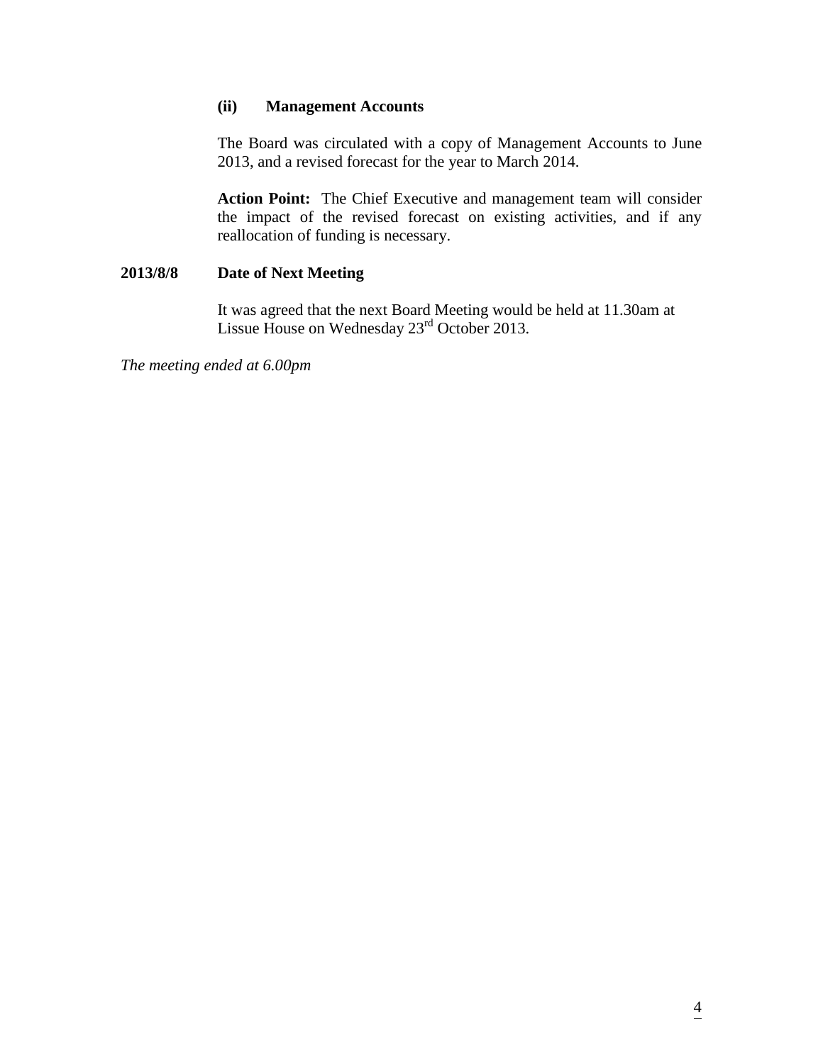**(ii) Management Accounts**

The Board was circulated with a copy of Management Accounts to June 2013, and a revised forecast for the year to March 2014.

**Action Point:** The Chief Executive and management team will consider the impact of the revised forecast on existing activities, and if any reallocation of funding is necessary.

**2013/8/8 Date of Next Meeting**

It was agreed that the next Board Meeting would be held at 11.30am at Lissue House on Wednesday 23rd October 2013.

*The meeting ended at 6.00pm*